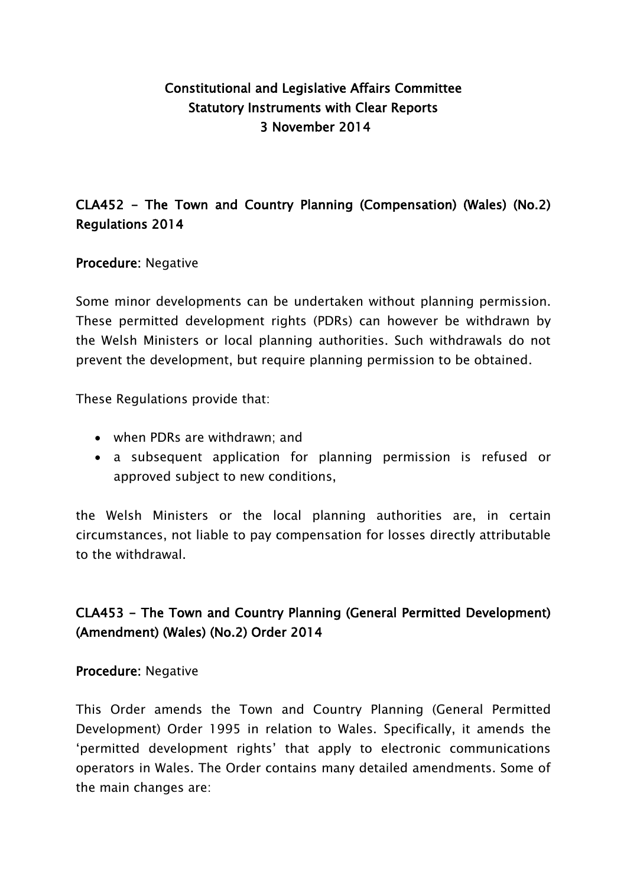# Constitutional and Legislative Affairs Committee
# Statutory Instruments with Clear Reports
# 3 November 2014

## CLA452 - The Town and Country Planning (Compensation) (Wales) (No.2) Regulations 2014

**Procedure**: Negative

Some minor developments can be undertaken without planning permission. These permitted development rights (PDRs) can however be withdrawn by the Welsh Ministers or local planning authorities. Such withdrawals do not prevent the development, but require planning permission to be obtained.

These Regulations provide that:

- when PDRs are withdrawn; and
- a subsequent application for planning permission is refused or approved subject to new conditions,

the Welsh Ministers or the local planning authorities are, in certain circumstances, not liable to pay compensation for losses directly attributable to the withdrawal.

## CLA453 - The Town and Country Planning (General Permitted Development) (Amendment) (Wales) (No.2) Order 2014

**Procedure**: Negative

This Order amends the Town and Country Planning (General Permitted Development) Order 1995 in relation to Wales. Specifically, it amends the 'permitted development rights' that apply to electronic communications operators in Wales. The Order contains many detailed amendments. Some of the main changes are: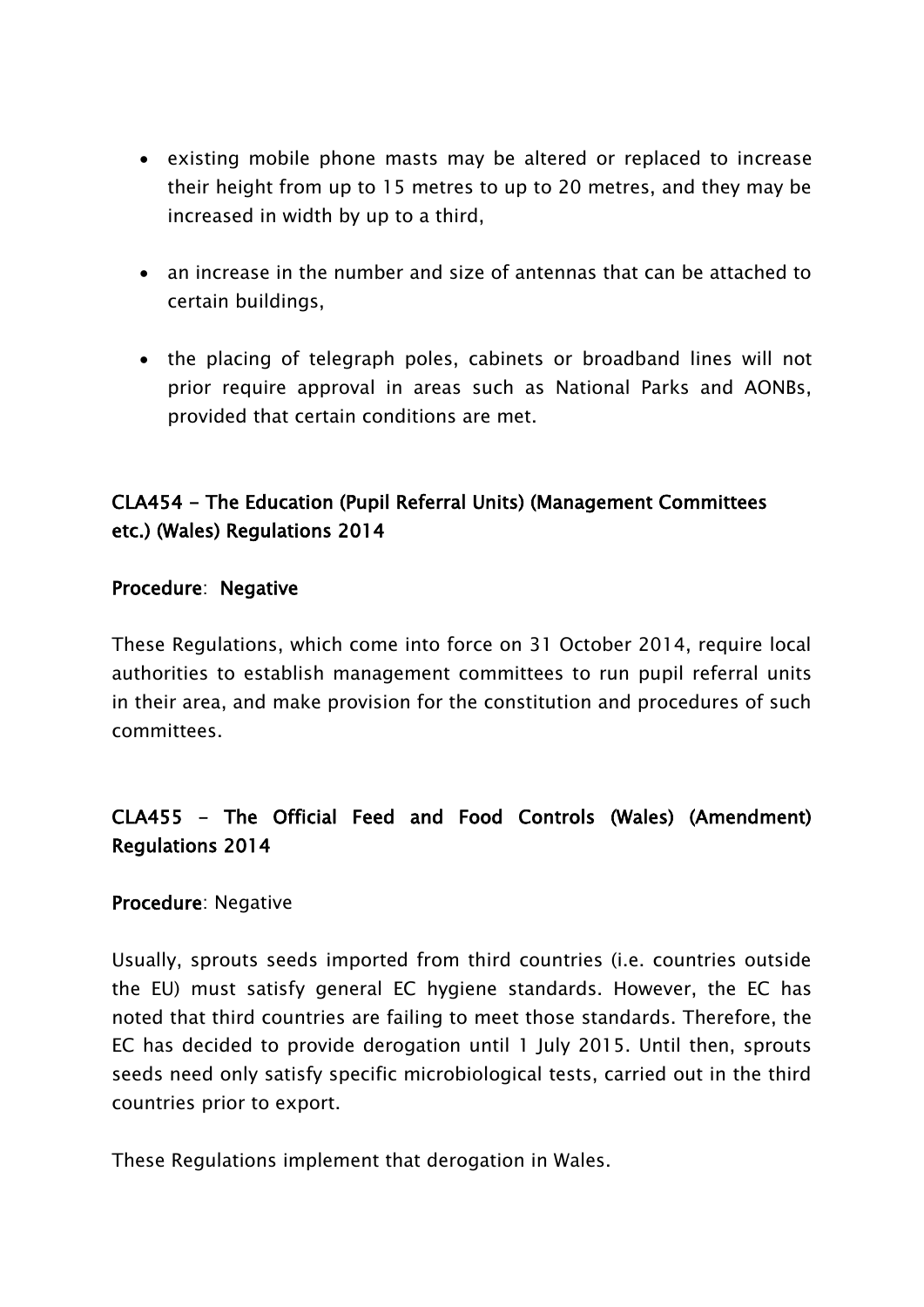- existing mobile phone masts may be altered or replaced to increase their height from up to 15 metres to up to 20 metres, and they may be increased in width by up to a third,
- an increase in the number and size of antennas that can be attached to certain buildings,
- the placing of telegraph poles, cabinets or broadband lines will not prior require approval in areas such as National Parks and AONBs, provided that certain conditions are met.

## CLA454 - The Education (Pupil Referral Units) (Management Committees etc.) (Wales) Regulations 2014

**Procedure**: **Negative**

These Regulations, which come into force on 31 October 2014, require local authorities to establish management committees to run pupil referral units in their area, and make provision for the constitution and procedures of such committees.

## CLA455 - The Official Feed and Food Controls (Wales) (Amendment) Regulations 2014

**Procedure**: Negative

Usually, sprouts seeds imported from third countries (i.e. countries outside the EU) must satisfy general EC hygiene standards. However, the EC has noted that third countries are failing to meet those standards. Therefore, the EC has decided to provide derogation until 1 July 2015. Until then, sprouts seeds need only satisfy specific microbiological tests, carried out in the third countries prior to export.

These Regulations implement that derogation in Wales.